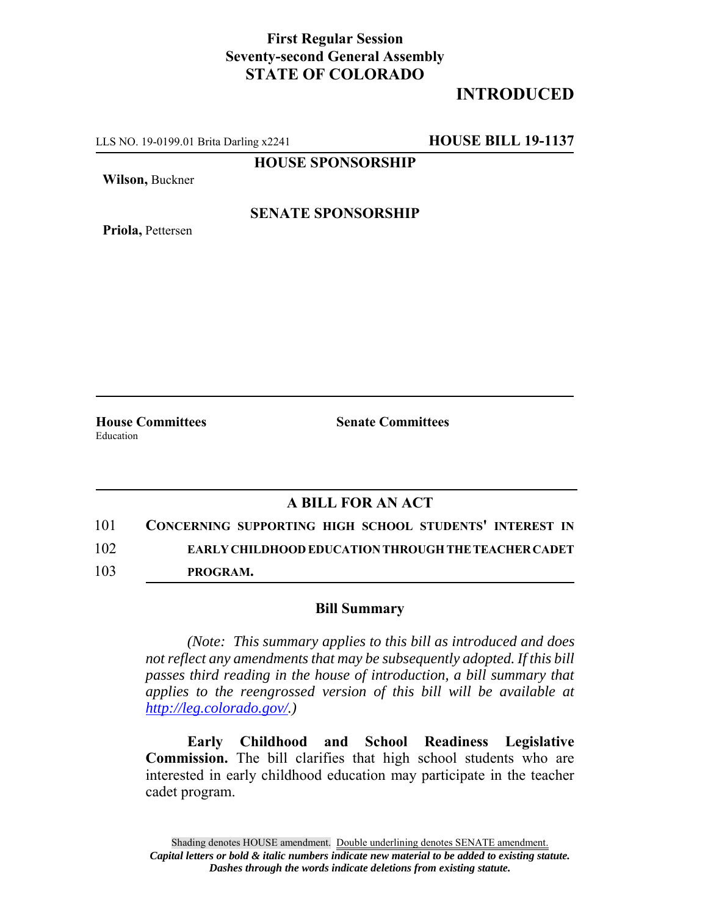**First Regular Session**
**Seventy-second General Assembly**
**STATE OF COLORADO**

**INTRODUCED**

LLS NO. 19-0199.01 Brita Darling x2241 **HOUSE BILL 19-1137**

**HOUSE SPONSORSHIP**

**Wilson,** Buckner

**SENATE SPONSORSHIP**

**Priola,** Pettersen

**House Committees**
Education

**Senate Committees**

## A BILL FOR AN ACT

101 **CONCERNING SUPPORTING HIGH SCHOOL STUDENTS' INTEREST IN**
102 **EARLY CHILDHOOD EDUCATION THROUGH THE TEACHER CADET**
103 **PROGRAM.**

### Bill Summary

*(Note: This summary applies to this bill as introduced and does not reflect any amendments that may be subsequently adopted. If this bill passes third reading in the house of introduction, a bill summary that applies to the reengrossed version of this bill will be available at http://leg.colorado.gov/.)*

**Early Childhood and School Readiness Legislative Commission.** The bill clarifies that high school students who are interested in early childhood education may participate in the teacher cadet program.

Shading denotes HOUSE amendment. Double underlining denotes SENATE amendment.
***Capital letters or bold & italic numbers indicate new material to be added to existing statute.***
***Dashes through the words indicate deletions from existing statute.***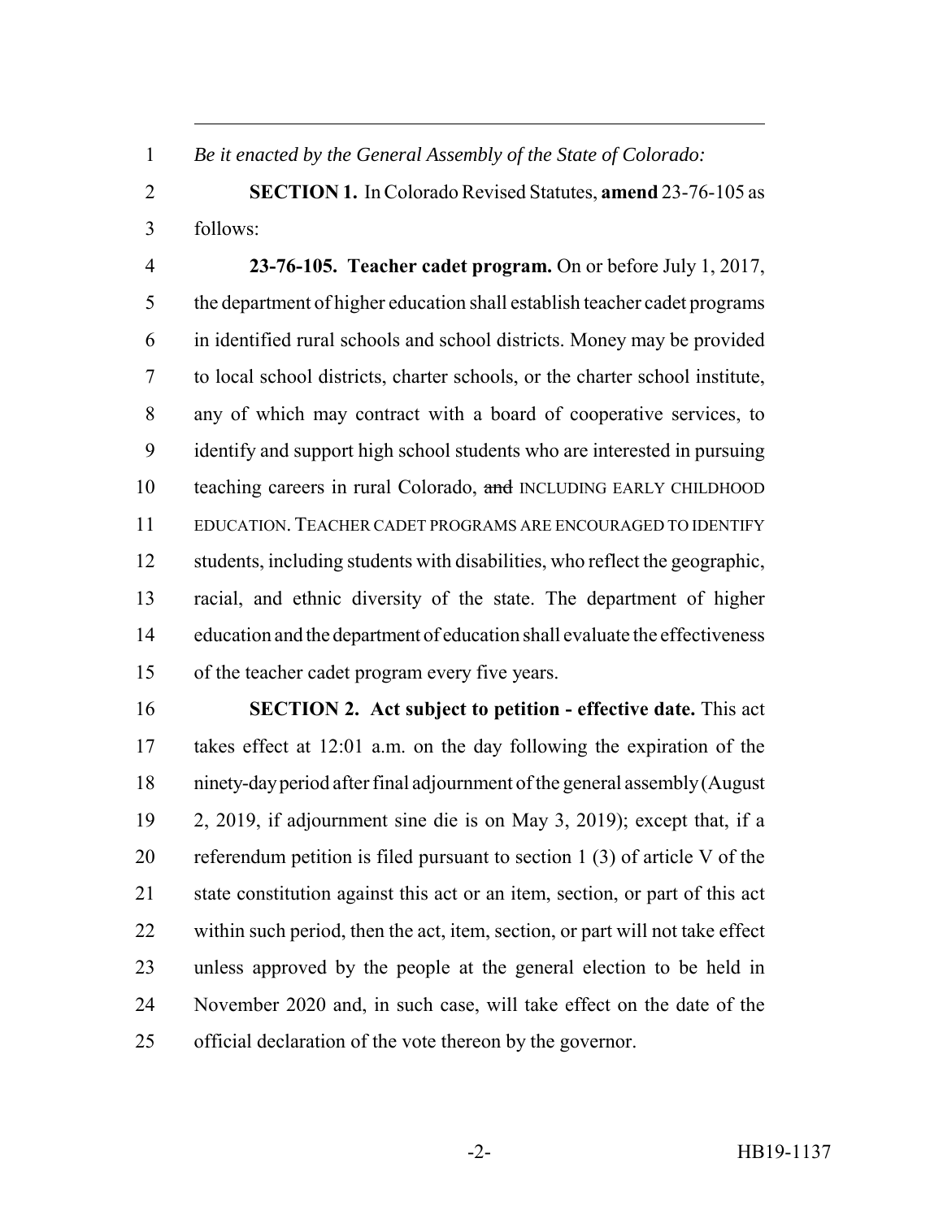*Be it enacted by the General Assembly of the State of Colorado:*

**SECTION 1.** In Colorado Revised Statutes, **amend** 23-76-105 as follows:

**23-76-105. Teacher cadet program.** On or before July 1, 2017, the department of higher education shall establish teacher cadet programs in identified rural schools and school districts. Money may be provided to local school districts, charter schools, or the charter school institute, any of which may contract with a board of cooperative services, to identify and support high school students who are interested in pursuing teaching careers in rural Colorado, ~~and~~ INCLUDING EARLY CHILDHOOD EDUCATION. TEACHER CADET PROGRAMS ARE ENCOURAGED TO IDENTIFY students, including students with disabilities, who reflect the geographic, racial, and ethnic diversity of the state. The department of higher education and the department of education shall evaluate the effectiveness of the teacher cadet program every five years.

**SECTION 2. Act subject to petition - effective date.** This act takes effect at 12:01 a.m. on the day following the expiration of the ninety-day period after final adjournment of the general assembly (August 2, 2019, if adjournment sine die is on May 3, 2019); except that, if a referendum petition is filed pursuant to section 1 (3) of article V of the state constitution against this act or an item, section, or part of this act within such period, then the act, item, section, or part will not take effect unless approved by the people at the general election to be held in November 2020 and, in such case, will take effect on the date of the official declaration of the vote thereon by the governor.